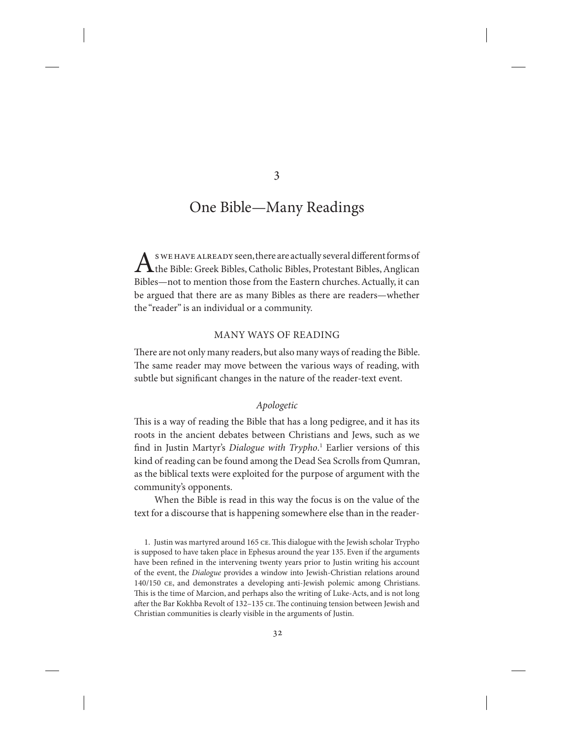# 3

# One Bible—Many Readings

As we have already seen, there are actually several different forms of the Bible: Greek Bibles, Catholic Bibles, Protestant Bibles, Anglican Bibles—not to mention those from the Eastern churches. Actually, it can be argued that there are as many Bibles as there are readers—whether the "reader" is an individual or a community.

## MANY WAYS OF READING

There are not only many readers, but also many ways of reading the Bible. The same reader may move between the various ways of reading, with subtle but significant changes in the nature of the reader-text event.

### *Apologetic*

This is a way of reading the Bible that has a long pedigree, and it has its roots in the ancient debates between Christians and Jews, such as we find in Justin Martyr's *Dialogue with Trypho*.[1] Earlier versions of this kind of reading can be found among the Dead Sea Scrolls from Qumran, as the biblical texts were exploited for the purpose of argument with the community's opponents.

When the Bible is read in this way the focus is on the value of the text for a discourse that is happening somewhere else than in the reader-

1. Justin was martyred around 165 CE. This dialogue with the Jewish scholar Trypho is supposed to have taken place in Ephesus around the year 135. Even if the arguments have been refined in the intervening twenty years prior to Justin writing his account of the event, the *Dialogue* provides a window into Jewish-Christian relations around 140/150 CE, and demonstrates a developing anti-Jewish polemic among Christians. This is the time of Marcion, and perhaps also the writing of Luke-Acts, and is not long after the Bar Kokhba Revolt of 132–135 CE. The continuing tension between Jewish and Christian communities is clearly visible in the arguments of Justin.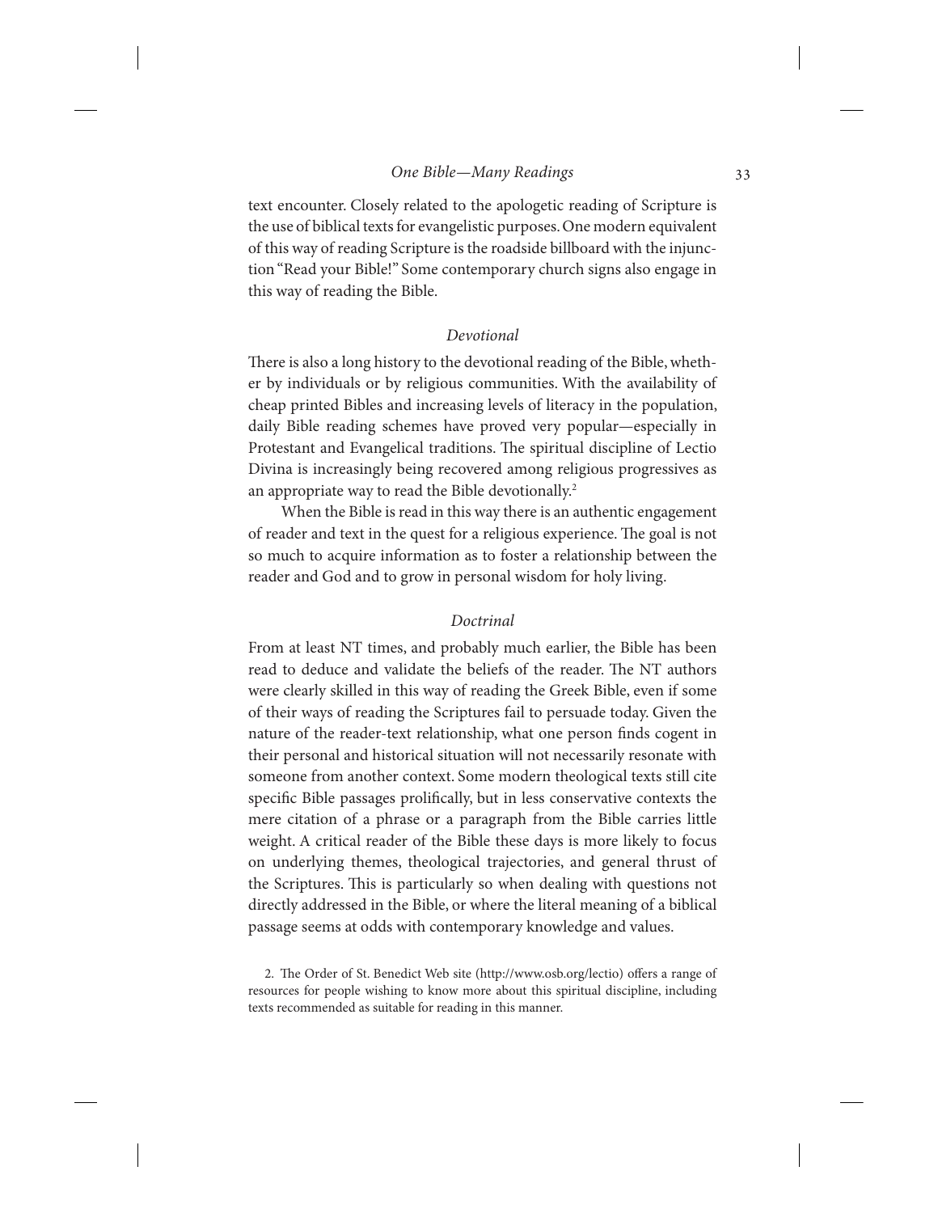text encounter. Closely related to the apologetic reading of Scripture is the use of biblical texts for evangelistic purposes. One modern equivalent of this way of reading Scripture is the roadside billboard with the injunction "Read your Bible!" Some contemporary church signs also engage in this way of reading the Bible.

### *Devotional*

There is also a long history to the devotional reading of the Bible, whether by individuals or by religious communities. With the availability of cheap printed Bibles and increasing levels of literacy in the population, daily Bible reading schemes have proved very popular—especially in Protestant and Evangelical traditions. The spiritual discipline of Lectio Divina is increasingly being recovered among religious progressives as an appropriate way to read the Bible devotionally.[2]

When the Bible is read in this way there is an authentic engagement of reader and text in the quest for a religious experience. The goal is not so much to acquire information as to foster a relationship between the reader and God and to grow in personal wisdom for holy living.

### *Doctrinal*

From at least NT times, and probably much earlier, the Bible has been read to deduce and validate the beliefs of the reader. The NT authors were clearly skilled in this way of reading the Greek Bible, even if some of their ways of reading the Scriptures fail to persuade today. Given the nature of the reader-text relationship, what one person finds cogent in their personal and historical situation will not necessarily resonate with someone from another context. Some modern theological texts still cite specific Bible passages prolifically, but in less conservative contexts the mere citation of a phrase or a paragraph from the Bible carries little weight. A critical reader of the Bible these days is more likely to focus on underlying themes, theological trajectories, and general thrust of the Scriptures. This is particularly so when dealing with questions not directly addressed in the Bible, or where the literal meaning of a biblical passage seems at odds with contemporary knowledge and values.

2. The Order of St. Benedict Web site (http://www.osb.org/lectio) offers a range of resources for people wishing to know more about this spiritual discipline, including texts recommended as suitable for reading in this manner.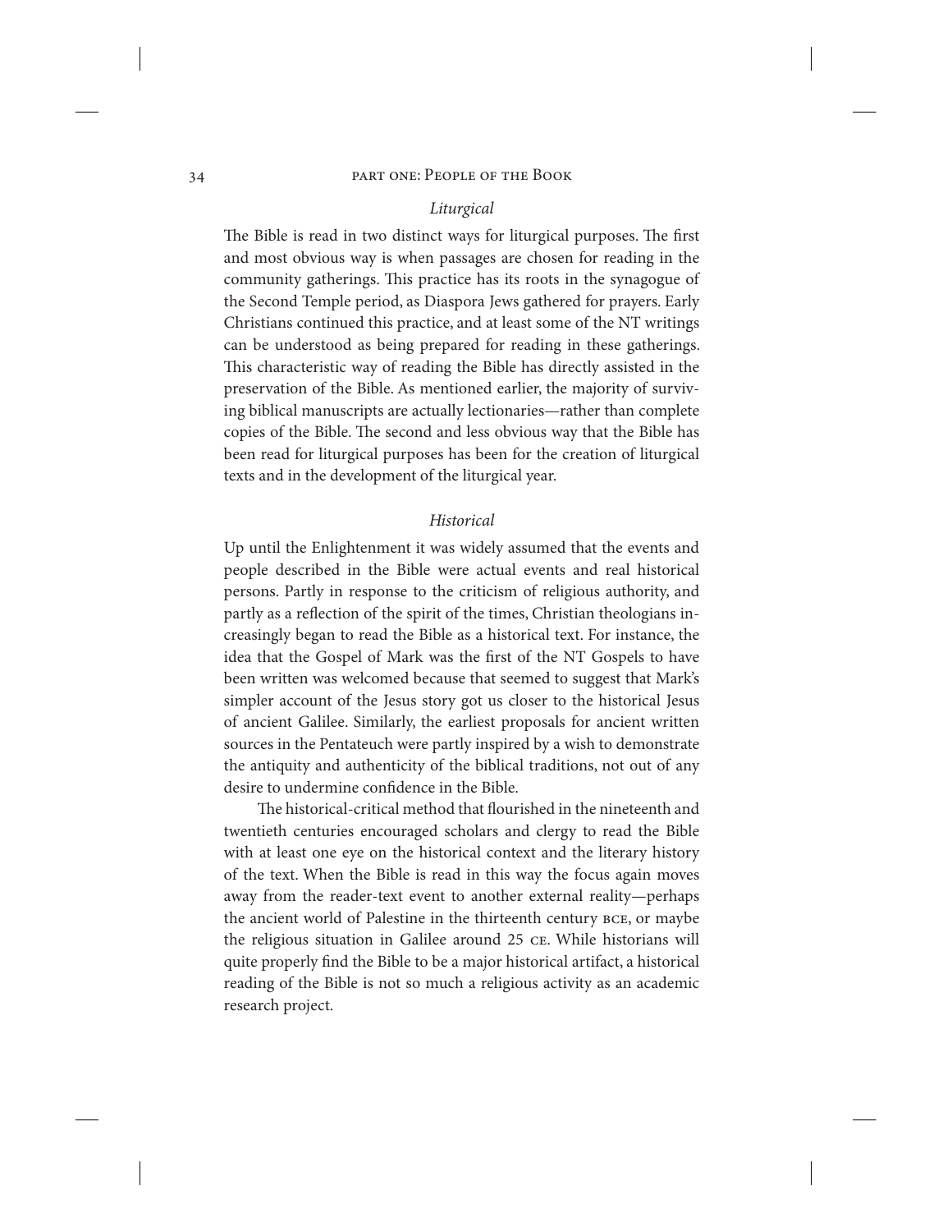### *Liturgical*

The Bible is read in two distinct ways for liturgical purposes. The first and most obvious way is when passages are chosen for reading in the community gatherings. This practice has its roots in the synagogue of the Second Temple period, as Diaspora Jews gathered for prayers. Early Christians continued this practice, and at least some of the NT writings can be understood as being prepared for reading in these gatherings. This characteristic way of reading the Bible has directly assisted in the preservation of the Bible. As mentioned earlier, the majority of surviving biblical manuscripts are actually lectionaries—rather than complete copies of the Bible. The second and less obvious way that the Bible has been read for liturgical purposes has been for the creation of liturgical texts and in the development of the liturgical year.

### *Historical*

Up until the Enlightenment it was widely assumed that the events and people described in the Bible were actual events and real historical persons. Partly in response to the criticism of religious authority, and partly as a reflection of the spirit of the times, Christian theologians increasingly began to read the Bible as a historical text. For instance, the idea that the Gospel of Mark was the first of the NT Gospels to have been written was welcomed because that seemed to suggest that Mark's simpler account of the Jesus story got us closer to the historical Jesus of ancient Galilee. Similarly, the earliest proposals for ancient written sources in the Pentateuch were partly inspired by a wish to demonstrate the antiquity and authenticity of the biblical traditions, not out of any desire to undermine confidence in the Bible.

The historical-critical method that flourished in the nineteenth and twentieth centuries encouraged scholars and clergy to read the Bible with at least one eye on the historical context and the literary history of the text. When the Bible is read in this way the focus again moves away from the reader-text event to another external reality—perhaps the ancient world of Palestine in the thirteenth century BCE, or maybe the religious situation in Galilee around 25 CE. While historians will quite properly find the Bible to be a major historical artifact, a historical reading of the Bible is not so much a religious activity as an academic research project.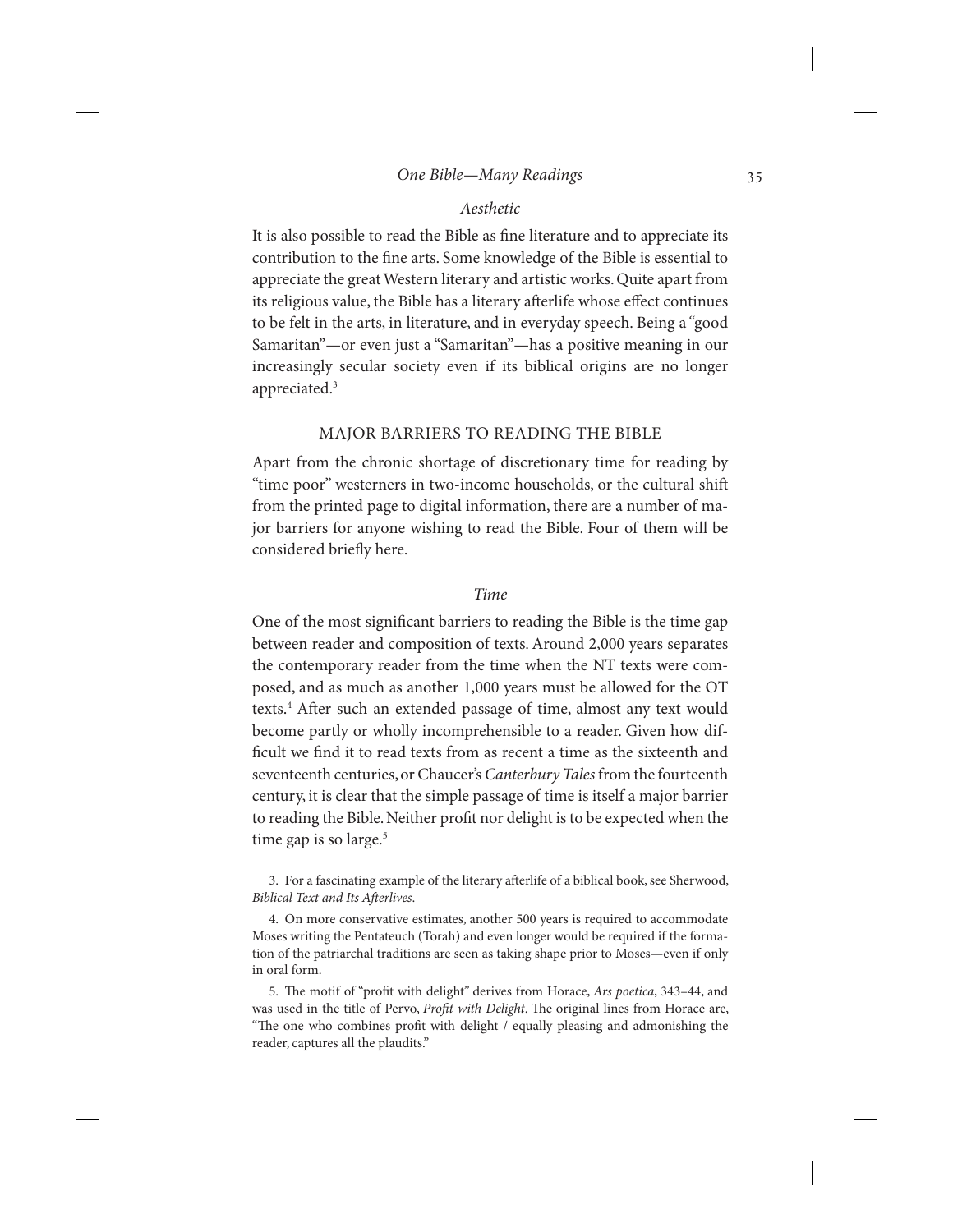### *Aesthetic*

It is also possible to read the Bible as fine literature and to appreciate its contribution to the fine arts. Some knowledge of the Bible is essential to appreciate the great Western literary and artistic works. Quite apart from its religious value, the Bible has a literary afterlife whose effect continues to be felt in the arts, in literature, and in everyday speech. Being a "good Samaritan"—or even just a "Samaritan"—has a positive meaning in our increasingly secular society even if its biblical origins are no longer appreciated.[3]

## MAJOR BARRIERS TO READING THE BIBLE

Apart from the chronic shortage of discretionary time for reading by "time poor" westerners in two-income households, or the cultural shift from the printed page to digital information, there are a number of major barriers for anyone wishing to read the Bible. Four of them will be considered briefly here.

### *Time*

One of the most significant barriers to reading the Bible is the time gap between reader and composition of texts. Around 2,000 years separates the contemporary reader from the time when the NT texts were composed, and as much as another 1,000 years must be allowed for the OT texts.[4] After such an extended passage of time, almost any text would become partly or wholly incomprehensible to a reader. Given how difficult we find it to read texts from as recent a time as the sixteenth and seventeenth centuries, or Chaucer's *Canterbury Tales* from the fourteenth century, it is clear that the simple passage of time is itself a major barrier to reading the Bible. Neither profit nor delight is to be expected when the time gap is so large.[5]

3. For a fascinating example of the literary afterlife of a biblical book, see Sherwood, *Biblical Text and Its Afterlives*.

4. On more conservative estimates, another 500 years is required to accommodate Moses writing the Pentateuch (Torah) and even longer would be required if the formation of the patriarchal traditions are seen as taking shape prior to Moses—even if only in oral form.

5. The motif of "profit with delight" derives from Horace, *Ars poetica*, 343–44, and was used in the title of Pervo, *Profit with Delight*. The original lines from Horace are, "The one who combines profit with delight / equally pleasing and admonishing the reader, captures all the plaudits."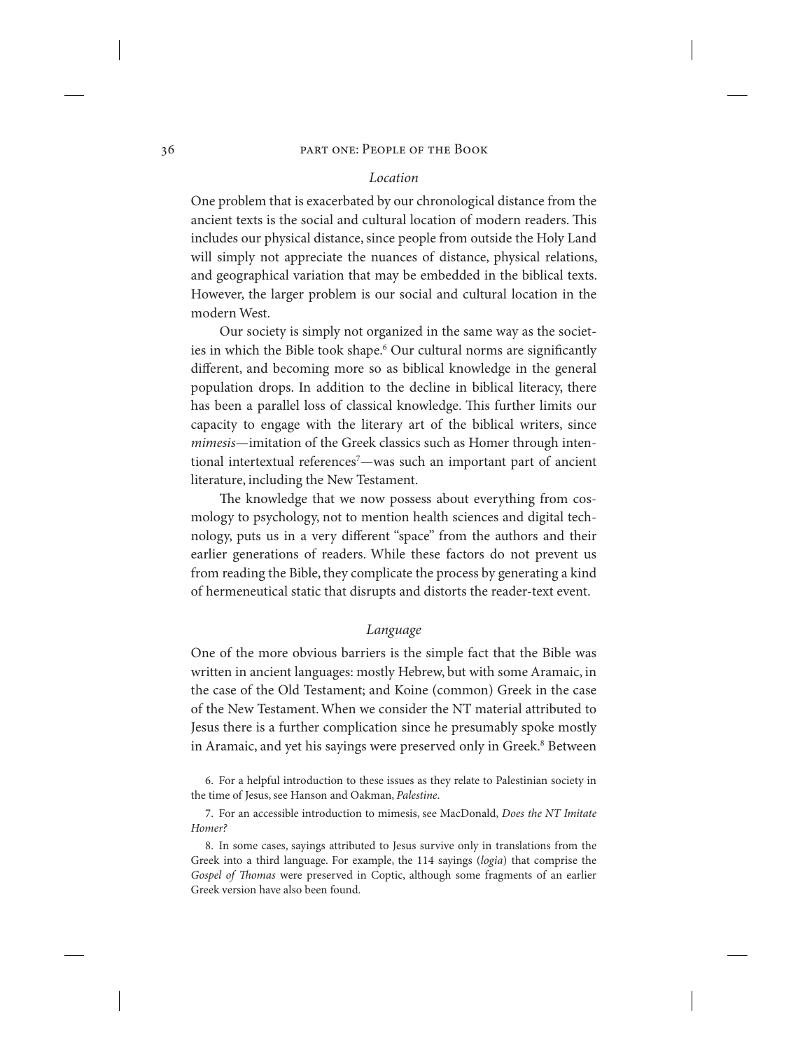### *Location*

One problem that is exacerbated by our chronological distance from the ancient texts is the social and cultural location of modern readers. This includes our physical distance, since people from outside the Holy Land will simply not appreciate the nuances of distance, physical relations, and geographical variation that may be embedded in the biblical texts. However, the larger problem is our social and cultural location in the modern West.

Our society is simply not organized in the same way as the societies in which the Bible took shape.[6] Our cultural norms are significantly different, and becoming more so as biblical knowledge in the general population drops. In addition to the decline in biblical literacy, there has been a parallel loss of classical knowledge. This further limits our capacity to engage with the literary art of the biblical writers, since *mimesis*—imitation of the Greek classics such as Homer through intentional intertextual references[7]—was such an important part of ancient literature, including the New Testament.

The knowledge that we now possess about everything from cosmology to psychology, not to mention health sciences and digital technology, puts us in a very different "space" from the authors and their earlier generations of readers. While these factors do not prevent us from reading the Bible, they complicate the process by generating a kind of hermeneutical static that disrupts and distorts the reader-text event.

### *Language*

One of the more obvious barriers is the simple fact that the Bible was written in ancient languages: mostly Hebrew, but with some Aramaic, in the case of the Old Testament; and Koine (common) Greek in the case of the New Testament. When we consider the NT material attributed to Jesus there is a further complication since he presumably spoke mostly in Aramaic, and yet his sayings were preserved only in Greek.[8] Between

6. For a helpful introduction to these issues as they relate to Palestinian society in the time of Jesus, see Hanson and Oakman, *Palestine*.

7. For an accessible introduction to mimesis, see MacDonald, *Does the NT Imitate Homer?*

8. In some cases, sayings attributed to Jesus survive only in translations from the Greek into a third language. For example, the 114 sayings (*logia*) that comprise the *Gospel of Thomas* were preserved in Coptic, although some fragments of an earlier Greek version have also been found.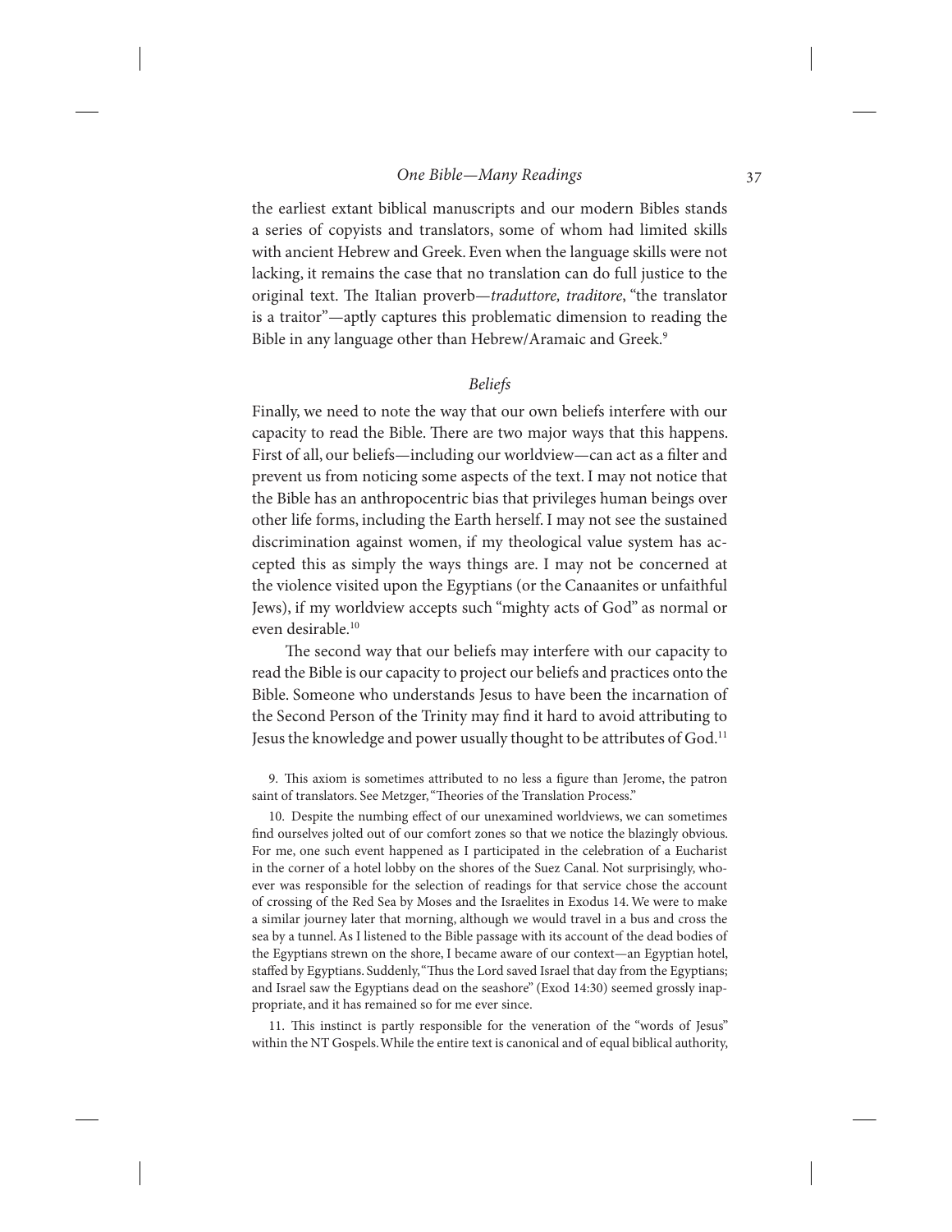the earliest extant biblical manuscripts and our modern Bibles stands a series of copyists and translators, some of whom had limited skills with ancient Hebrew and Greek. Even when the language skills were not lacking, it remains the case that no translation can do full justice to the original text. The Italian proverb—*traduttore, traditore*, "the translator is a traitor"—aptly captures this problematic dimension to reading the Bible in any language other than Hebrew/Aramaic and Greek.[9]

### *Beliefs*

Finally, we need to note the way that our own beliefs interfere with our capacity to read the Bible. There are two major ways that this happens. First of all, our beliefs—including our worldview—can act as a filter and prevent us from noticing some aspects of the text. I may not notice that the Bible has an anthropocentric bias that privileges human beings over other life forms, including the Earth herself. I may not see the sustained discrimination against women, if my theological value system has accepted this as simply the ways things are. I may not be concerned at the violence visited upon the Egyptians (or the Canaanites or unfaithful Jews), if my worldview accepts such "mighty acts of God" as normal or even desirable.[10]

The second way that our beliefs may interfere with our capacity to read the Bible is our capacity to project our beliefs and practices onto the Bible. Someone who understands Jesus to have been the incarnation of the Second Person of the Trinity may find it hard to avoid attributing to Jesus the knowledge and power usually thought to be attributes of God.[11]

9. This axiom is sometimes attributed to no less a figure than Jerome, the patron saint of translators. See Metzger, "Theories of the Translation Process."

10. Despite the numbing effect of our unexamined worldviews, we can sometimes find ourselves jolted out of our comfort zones so that we notice the blazingly obvious. For me, one such event happened as I participated in the celebration of a Eucharist in the corner of a hotel lobby on the shores of the Suez Canal. Not surprisingly, whoever was responsible for the selection of readings for that service chose the account of crossing of the Red Sea by Moses and the Israelites in Exodus 14. We were to make a similar journey later that morning, although we would travel in a bus and cross the sea by a tunnel. As I listened to the Bible passage with its account of the dead bodies of the Egyptians strewn on the shore, I became aware of our context—an Egyptian hotel, staffed by Egyptians. Suddenly, "Thus the Lord saved Israel that day from the Egyptians; and Israel saw the Egyptians dead on the seashore" (Exod 14:30) seemed grossly inappropriate, and it has remained so for me ever since.

11. This instinct is partly responsible for the veneration of the "words of Jesus" within the NT Gospels. While the entire text is canonical and of equal biblical authority,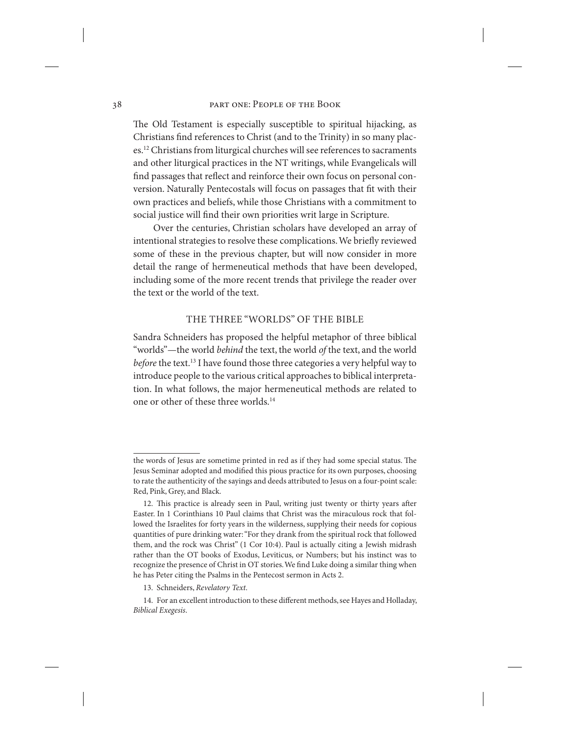The Old Testament is especially susceptible to spiritual hijacking, as Christians find references to Christ (and to the Trinity) in so many places.[12] Christians from liturgical churches will see references to sacraments and other liturgical practices in the NT writings, while Evangelicals will find passages that reflect and reinforce their own focus on personal conversion. Naturally Pentecostals will focus on passages that fit with their own practices and beliefs, while those Christians with a commitment to social justice will find their own priorities writ large in Scripture.

Over the centuries, Christian scholars have developed an array of intentional strategies to resolve these complications. We briefly reviewed some of these in the previous chapter, but will now consider in more detail the range of hermeneutical methods that have been developed, including some of the more recent trends that privilege the reader over the text or the world of the text.

## THE THREE "WORLDS" OF THE BIBLE

Sandra Schneiders has proposed the helpful metaphor of three biblical "worlds"—the world *behind* the text, the world *of* the text, and the world *before* the text.[13] I have found those three categories a very helpful way to introduce people to the various critical approaches to biblical interpretation. In what follows, the major hermeneutical methods are related to one or other of these three worlds.[14]

---

the words of Jesus are sometime printed in red as if they had some special status. The Jesus Seminar adopted and modified this pious practice for its own purposes, choosing to rate the authenticity of the sayings and deeds attributed to Jesus on a four-point scale: Red, Pink, Grey, and Black.

12. This practice is already seen in Paul, writing just twenty or thirty years after Easter. In 1 Corinthians 10 Paul claims that Christ was the miraculous rock that followed the Israelites for forty years in the wilderness, supplying their needs for copious quantities of pure drinking water: "For they drank from the spiritual rock that followed them, and the rock was Christ" (1 Cor 10:4). Paul is actually citing a Jewish midrash rather than the OT books of Exodus, Leviticus, or Numbers; but his instinct was to recognize the presence of Christ in OT stories. We find Luke doing a similar thing when he has Peter citing the Psalms in the Pentecost sermon in Acts 2.

13. Schneiders, *Revelatory Text*.

14. For an excellent introduction to these different methods, see Hayes and Holladay, *Biblical Exegesis*.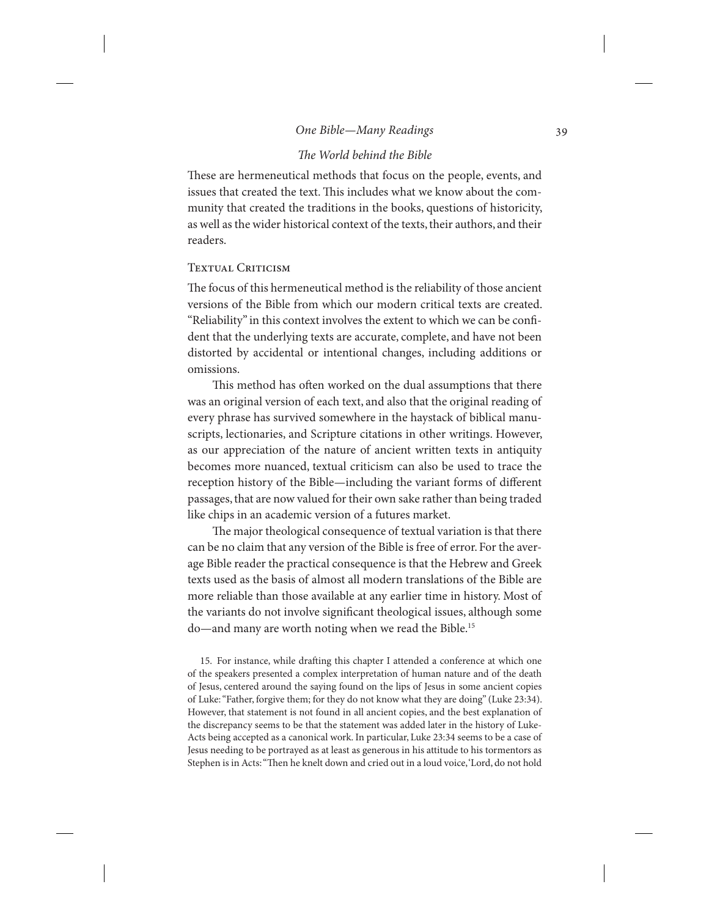### *The World behind the Bible*

These are hermeneutical methods that focus on the people, events, and issues that created the text. This includes what we know about the community that created the traditions in the books, questions of historicity, as well as the wider historical context of the texts, their authors, and their readers.

#### Textual Criticism

The focus of this hermeneutical method is the reliability of those ancient versions of the Bible from which our modern critical texts are created. "Reliability" in this context involves the extent to which we can be confident that the underlying texts are accurate, complete, and have not been distorted by accidental or intentional changes, including additions or omissions.

This method has often worked on the dual assumptions that there was an original version of each text, and also that the original reading of every phrase has survived somewhere in the haystack of biblical manuscripts, lectionaries, and Scripture citations in other writings. However, as our appreciation of the nature of ancient written texts in antiquity becomes more nuanced, textual criticism can also be used to trace the reception history of the Bible—including the variant forms of different passages, that are now valued for their own sake rather than being traded like chips in an academic version of a futures market.

The major theological consequence of textual variation is that there can be no claim that any version of the Bible is free of error. For the average Bible reader the practical consequence is that the Hebrew and Greek texts used as the basis of almost all modern translations of the Bible are more reliable than those available at any earlier time in history. Most of the variants do not involve significant theological issues, although some do—and many are worth noting when we read the Bible.[15]

15. For instance, while drafting this chapter I attended a conference at which one of the speakers presented a complex interpretation of human nature and of the death of Jesus, centered around the saying found on the lips of Jesus in some ancient copies of Luke: "Father, forgive them; for they do not know what they are doing" (Luke 23:34). However, that statement is not found in all ancient copies, and the best explanation of the discrepancy seems to be that the statement was added later in the history of Luke-Acts being accepted as a canonical work. In particular, Luke 23:34 seems to be a case of Jesus needing to be portrayed as at least as generous in his attitude to his tormentors as Stephen is in Acts: "Then he knelt down and cried out in a loud voice, 'Lord, do not hold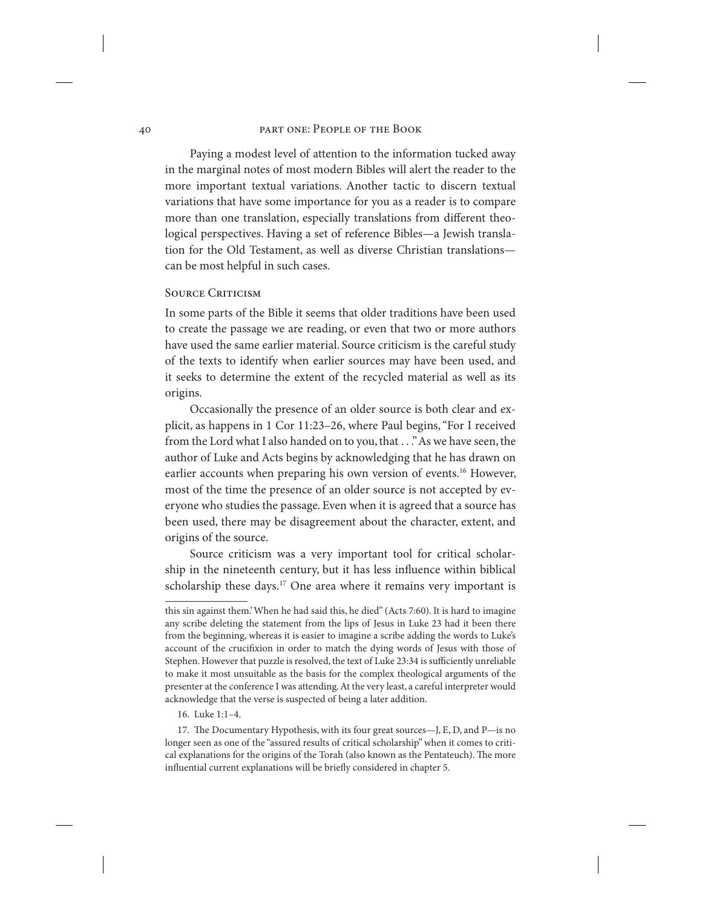Paying a modest level of attention to the information tucked away in the marginal notes of most modern Bibles will alert the reader to the more important textual variations. Another tactic to discern textual variations that have some importance for you as a reader is to compare more than one translation, especially translations from different theological perspectives. Having a set of reference Bibles—a Jewish translation for the Old Testament, as well as diverse Christian translations—can be most helpful in such cases.

### Source Criticism

In some parts of the Bible it seems that older traditions have been used to create the passage we are reading, or even that two or more authors have used the same earlier material. Source criticism is the careful study of the texts to identify when earlier sources may have been used, and it seeks to determine the extent of the recycled material as well as its origins.

Occasionally the presence of an older source is both clear and explicit, as happens in 1 Cor 11:23–26, where Paul begins, "For I received from the Lord what I also handed on to you, that . . ." As we have seen, the author of Luke and Acts begins by acknowledging that he has drawn on earlier accounts when preparing his own version of events.[16] However, most of the time the presence of an older source is not accepted by everyone who studies the passage. Even when it is agreed that a source has been used, there may be disagreement about the character, extent, and origins of the source.

Source criticism was a very important tool for critical scholarship in the nineteenth century, but it has less influence within biblical scholarship these days.[17] One area where it remains very important is

---

this sin against them.' When he had said this, he died" (Acts 7:60). It is hard to imagine any scribe deleting the statement from the lips of Jesus in Luke 23 had it been there from the beginning, whereas it is easier to imagine a scribe adding the words to Luke's account of the crucifixion in order to match the dying words of Jesus with those of Stephen. However that puzzle is resolved, the text of Luke 23:34 is sufficiently unreliable to make it most unsuitable as the basis for the complex theological arguments of the presenter at the conference I was attending. At the very least, a careful interpreter would acknowledge that the verse is suspected of being a later addition.

16. Luke 1:1–4.

17. The Documentary Hypothesis, with its four great sources—J, E, D, and P—is no longer seen as one of the "assured results of critical scholarship" when it comes to critical explanations for the origins of the Torah (also known as the Pentateuch). The more influential current explanations will be briefly considered in chapter 5.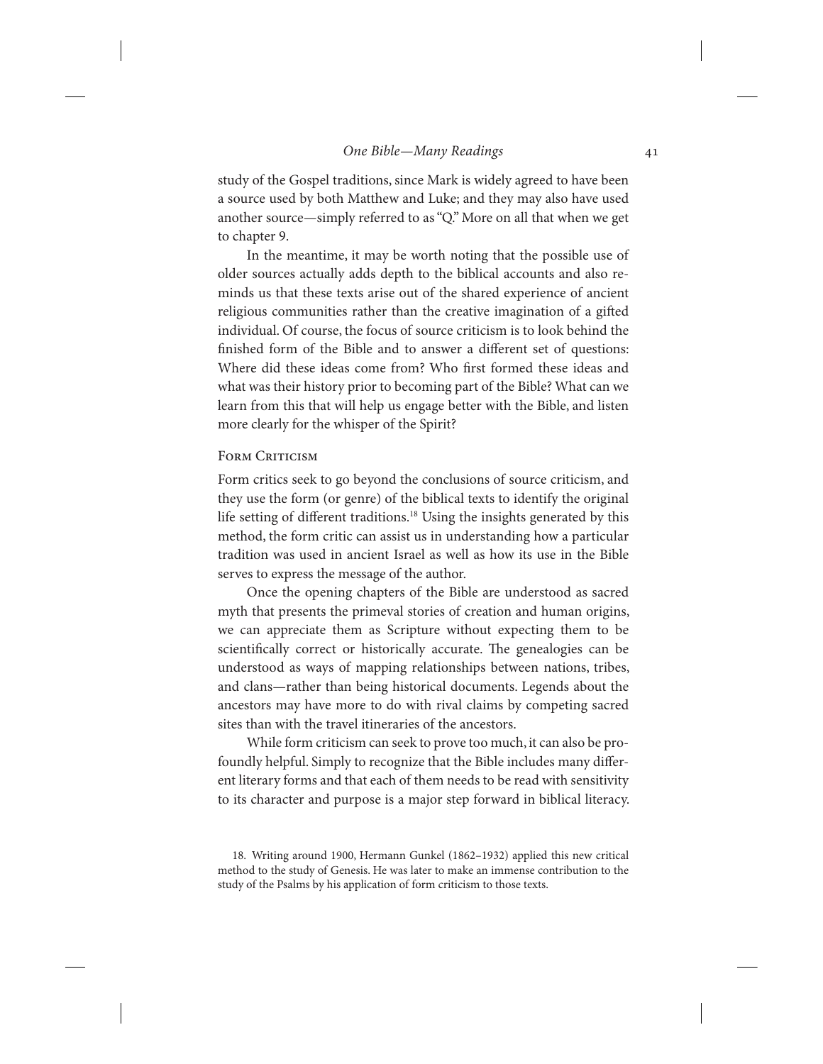study of the Gospel traditions, since Mark is widely agreed to have been a source used by both Matthew and Luke; and they may also have used another source—simply referred to as "Q." More on all that when we get to chapter 9.

In the meantime, it may be worth noting that the possible use of older sources actually adds depth to the biblical accounts and also reminds us that these texts arise out of the shared experience of ancient religious communities rather than the creative imagination of a gifted individual. Of course, the focus of source criticism is to look behind the finished form of the Bible and to answer a different set of questions: Where did these ideas come from? Who first formed these ideas and what was their history prior to becoming part of the Bible? What can we learn from this that will help us engage better with the Bible, and listen more clearly for the whisper of the Spirit?

### Form Criticism

Form critics seek to go beyond the conclusions of source criticism, and they use the form (or genre) of the biblical texts to identify the original life setting of different traditions.[18] Using the insights generated by this method, the form critic can assist us in understanding how a particular tradition was used in ancient Israel as well as how its use in the Bible serves to express the message of the author.

Once the opening chapters of the Bible are understood as sacred myth that presents the primeval stories of creation and human origins, we can appreciate them as Scripture without expecting them to be scientifically correct or historically accurate. The genealogies can be understood as ways of mapping relationships between nations, tribes, and clans—rather than being historical documents. Legends about the ancestors may have more to do with rival claims by competing sacred sites than with the travel itineraries of the ancestors.

While form criticism can seek to prove too much, it can also be profoundly helpful. Simply to recognize that the Bible includes many different literary forms and that each of them needs to be read with sensitivity to its character and purpose is a major step forward in biblical literacy.

18. Writing around 1900, Hermann Gunkel (1862–1932) applied this new critical method to the study of Genesis. He was later to make an immense contribution to the study of the Psalms by his application of form criticism to those texts.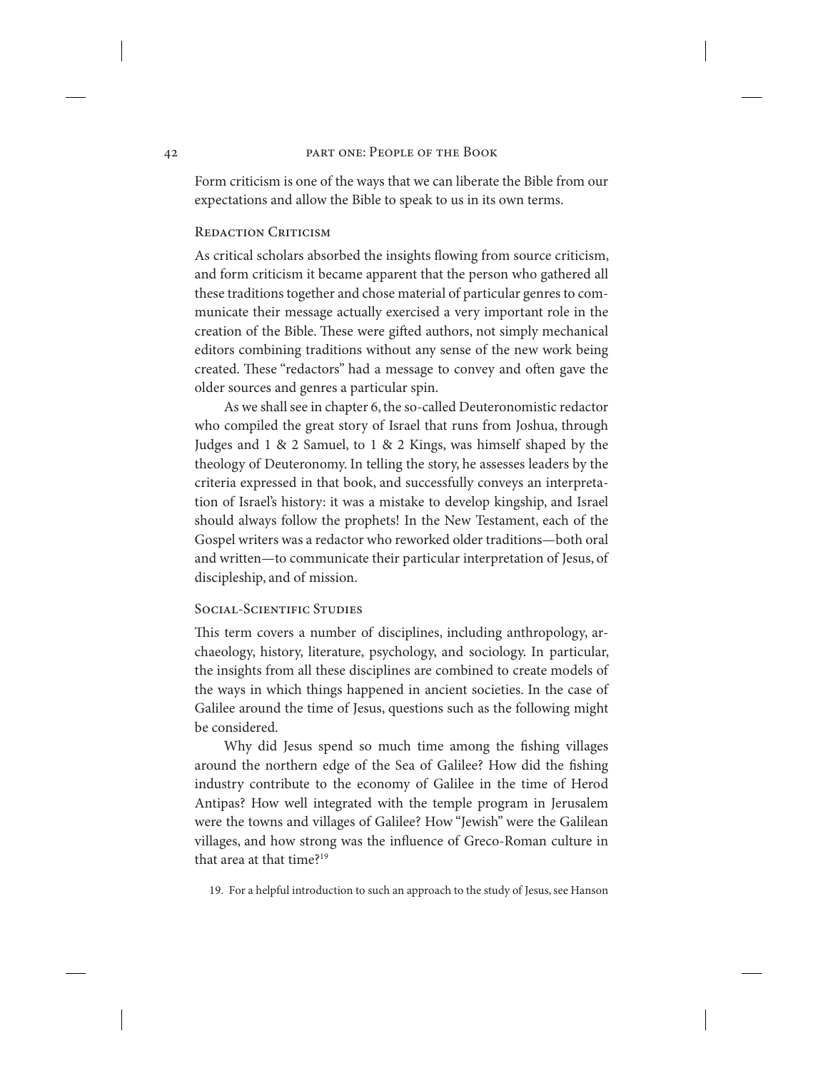Form criticism is one of the ways that we can liberate the Bible from our expectations and allow the Bible to speak to us in its own terms.

### Redaction Criticism

As critical scholars absorbed the insights flowing from source criticism, and form criticism it became apparent that the person who gathered all these traditions together and chose material of particular genres to communicate their message actually exercised a very important role in the creation of the Bible. These were gifted authors, not simply mechanical editors combining traditions without any sense of the new work being created. These "redactors" had a message to convey and often gave the older sources and genres a particular spin.

As we shall see in chapter 6, the so-called Deuteronomistic redactor who compiled the great story of Israel that runs from Joshua, through Judges and 1 & 2 Samuel, to 1 & 2 Kings, was himself shaped by the theology of Deuteronomy. In telling the story, he assesses leaders by the criteria expressed in that book, and successfully conveys an interpretation of Israel's history: it was a mistake to develop kingship, and Israel should always follow the prophets! In the New Testament, each of the Gospel writers was a redactor who reworked older traditions—both oral and written—to communicate their particular interpretation of Jesus, of discipleship, and of mission.

### Social-Scientific Studies

This term covers a number of disciplines, including anthropology, archaeology, history, literature, psychology, and sociology. In particular, the insights from all these disciplines are combined to create models of the ways in which things happened in ancient societies. In the case of Galilee around the time of Jesus, questions such as the following might be considered.

Why did Jesus spend so much time among the fishing villages around the northern edge of the Sea of Galilee? How did the fishing industry contribute to the economy of Galilee in the time of Herod Antipas? How well integrated with the temple program in Jerusalem were the towns and villages of Galilee? How "Jewish" were the Galilean villages, and how strong was the influence of Greco-Roman culture in that area at that time?[19]

19. For a helpful introduction to such an approach to the study of Jesus, see Hanson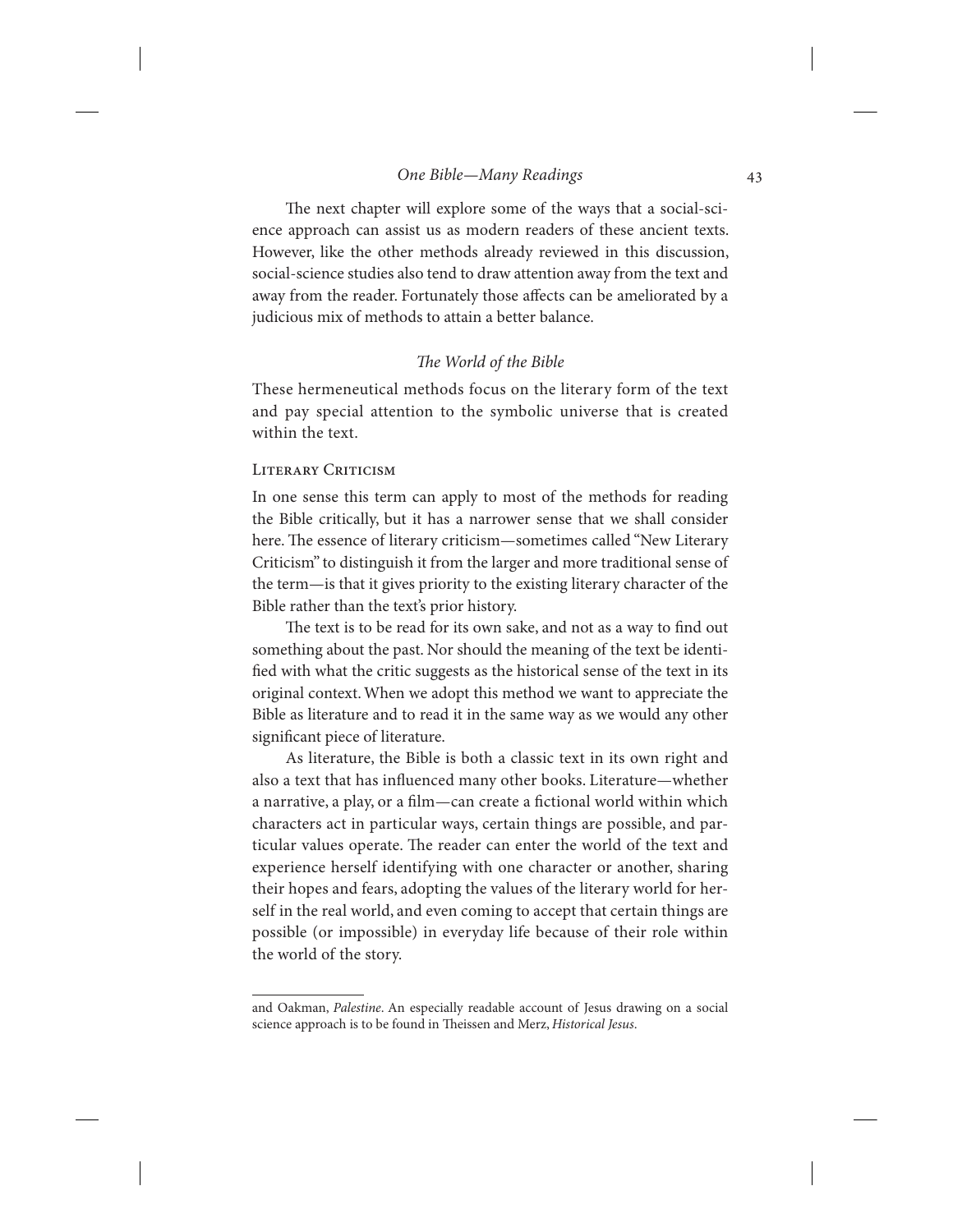The next chapter will explore some of the ways that a social-science approach can assist us as modern readers of these ancient texts. However, like the other methods already reviewed in this discussion, social-science studies also tend to draw attention away from the text and away from the reader. Fortunately those affects can be ameliorated by a judicious mix of methods to attain a better balance.

### *The World of the Bible*

These hermeneutical methods focus on the literary form of the text and pay special attention to the symbolic universe that is created within the text.

#### Literary Criticism

In one sense this term can apply to most of the methods for reading the Bible critically, but it has a narrower sense that we shall consider here. The essence of literary criticism—sometimes called "New Literary Criticism" to distinguish it from the larger and more traditional sense of the term—is that it gives priority to the existing literary character of the Bible rather than the text's prior history.

The text is to be read for its own sake, and not as a way to find out something about the past. Nor should the meaning of the text be identified with what the critic suggests as the historical sense of the text in its original context. When we adopt this method we want to appreciate the Bible as literature and to read it in the same way as we would any other significant piece of literature.

As literature, the Bible is both a classic text in its own right and also a text that has influenced many other books. Literature—whether a narrative, a play, or a film—can create a fictional world within which characters act in particular ways, certain things are possible, and particular values operate. The reader can enter the world of the text and experience herself identifying with one character or another, sharing their hopes and fears, adopting the values of the literary world for herself in the real world, and even coming to accept that certain things are possible (or impossible) in everyday life because of their role within the world of the story.

---

and Oakman, *Palestine*. An especially readable account of Jesus drawing on a social science approach is to be found in Theissen and Merz, *Historical Jesus*.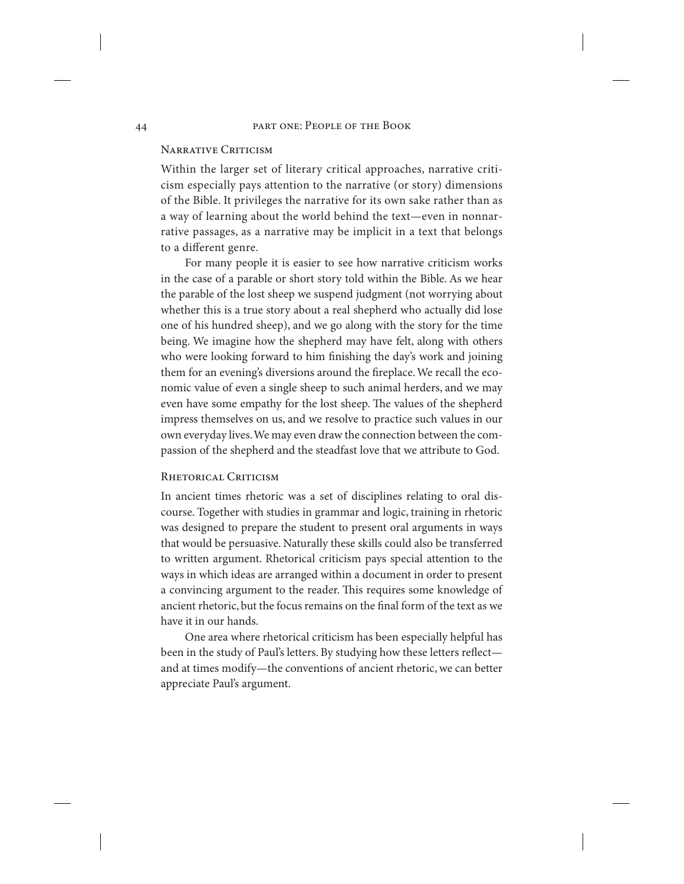### Narrative Criticism

Within the larger set of literary critical approaches, narrative criticism especially pays attention to the narrative (or story) dimensions of the Bible. It privileges the narrative for its own sake rather than as a way of learning about the world behind the text—even in nonnarrative passages, as a narrative may be implicit in a text that belongs to a different genre.

For many people it is easier to see how narrative criticism works in the case of a parable or short story told within the Bible. As we hear the parable of the lost sheep we suspend judgment (not worrying about whether this is a true story about a real shepherd who actually did lose one of his hundred sheep), and we go along with the story for the time being. We imagine how the shepherd may have felt, along with others who were looking forward to him finishing the day's work and joining them for an evening's diversions around the fireplace. We recall the economic value of even a single sheep to such animal herders, and we may even have some empathy for the lost sheep. The values of the shepherd impress themselves on us, and we resolve to practice such values in our own everyday lives. We may even draw the connection between the compassion of the shepherd and the steadfast love that we attribute to God.

### Rhetorical Criticism

In ancient times rhetoric was a set of disciplines relating to oral discourse. Together with studies in grammar and logic, training in rhetoric was designed to prepare the student to present oral arguments in ways that would be persuasive. Naturally these skills could also be transferred to written argument. Rhetorical criticism pays special attention to the ways in which ideas are arranged within a document in order to present a convincing argument to the reader. This requires some knowledge of ancient rhetoric, but the focus remains on the final form of the text as we have it in our hands.

One area where rhetorical criticism has been especially helpful has been in the study of Paul's letters. By studying how these letters reflect—and at times modify—the conventions of ancient rhetoric, we can better appreciate Paul's argument.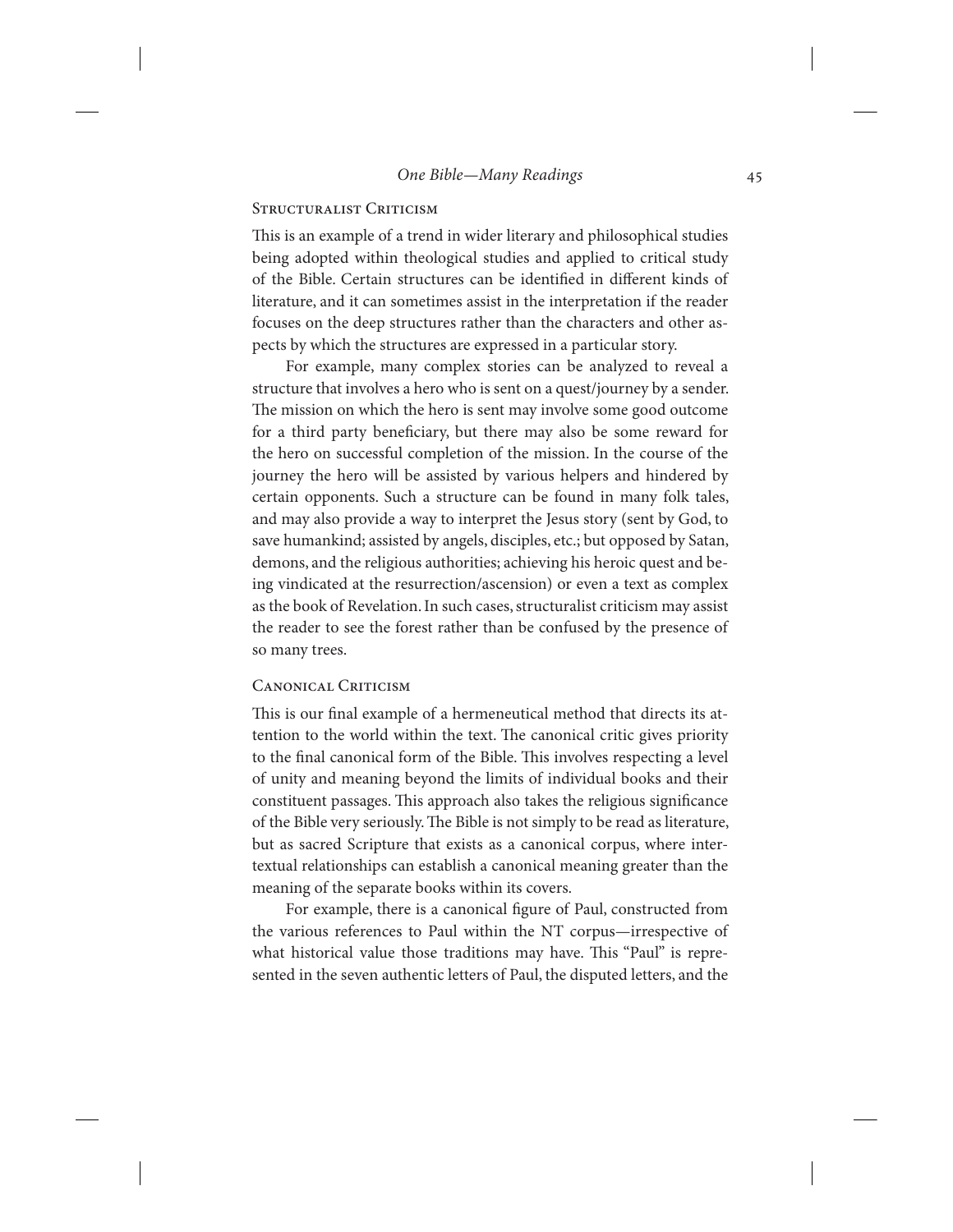### Structuralist Criticism

This is an example of a trend in wider literary and philosophical studies being adopted within theological studies and applied to critical study of the Bible. Certain structures can be identified in different kinds of literature, and it can sometimes assist in the interpretation if the reader focuses on the deep structures rather than the characters and other aspects by which the structures are expressed in a particular story.

For example, many complex stories can be analyzed to reveal a structure that involves a hero who is sent on a quest/journey by a sender. The mission on which the hero is sent may involve some good outcome for a third party beneficiary, but there may also be some reward for the hero on successful completion of the mission. In the course of the journey the hero will be assisted by various helpers and hindered by certain opponents. Such a structure can be found in many folk tales, and may also provide a way to interpret the Jesus story (sent by God, to save humankind; assisted by angels, disciples, etc.; but opposed by Satan, demons, and the religious authorities; achieving his heroic quest and being vindicated at the resurrection/ascension) or even a text as complex as the book of Revelation. In such cases, structuralist criticism may assist the reader to see the forest rather than be confused by the presence of so many trees.

### Canonical Criticism

This is our final example of a hermeneutical method that directs its attention to the world within the text. The canonical critic gives priority to the final canonical form of the Bible. This involves respecting a level of unity and meaning beyond the limits of individual books and their constituent passages. This approach also takes the religious significance of the Bible very seriously. The Bible is not simply to be read as literature, but as sacred Scripture that exists as a canonical corpus, where intertextual relationships can establish a canonical meaning greater than the meaning of the separate books within its covers.

For example, there is a canonical figure of Paul, constructed from the various references to Paul within the NT corpus—irrespective of what historical value those traditions may have. This "Paul" is represented in the seven authentic letters of Paul, the disputed letters, and the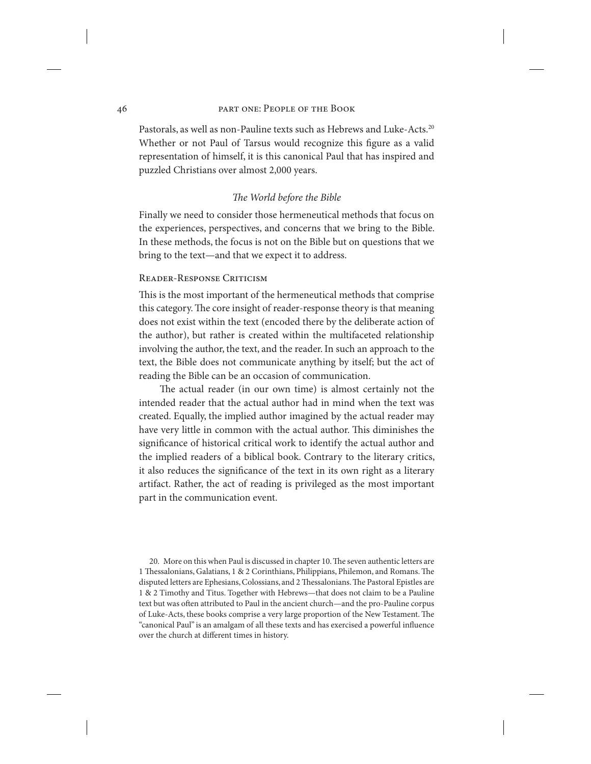Pastorals, as well as non-Pauline texts such as Hebrews and Luke-Acts.[20] Whether or not Paul of Tarsus would recognize this figure as a valid representation of himself, it is this canonical Paul that has inspired and puzzled Christians over almost 2,000 years.

### *The World before the Bible*

Finally we need to consider those hermeneutical methods that focus on the experiences, perspectives, and concerns that we bring to the Bible. In these methods, the focus is not on the Bible but on questions that we bring to the text—and that we expect it to address.

#### Reader-Response Criticism

This is the most important of the hermeneutical methods that comprise this category. The core insight of reader-response theory is that meaning does not exist within the text (encoded there by the deliberate action of the author), but rather is created within the multifaceted relationship involving the author, the text, and the reader. In such an approach to the text, the Bible does not communicate anything by itself; but the act of reading the Bible can be an occasion of communication.

The actual reader (in our own time) is almost certainly not the intended reader that the actual author had in mind when the text was created. Equally, the implied author imagined by the actual reader may have very little in common with the actual author. This diminishes the significance of historical critical work to identify the actual author and the implied readers of a biblical book. Contrary to the literary critics, it also reduces the significance of the text in its own right as a literary artifact. Rather, the act of reading is privileged as the most important part in the communication event.

20. More on this when Paul is discussed in chapter 10. The seven authentic letters are 1 Thessalonians, Galatians, 1 & 2 Corinthians, Philippians, Philemon, and Romans. The disputed letters are Ephesians, Colossians, and 2 Thessalonians. The Pastoral Epistles are 1 & 2 Timothy and Titus. Together with Hebrews—that does not claim to be a Pauline text but was often attributed to Paul in the ancient church—and the pro-Pauline corpus of Luke-Acts, these books comprise a very large proportion of the New Testament. The "canonical Paul" is an amalgam of all these texts and has exercised a powerful influence over the church at different times in history.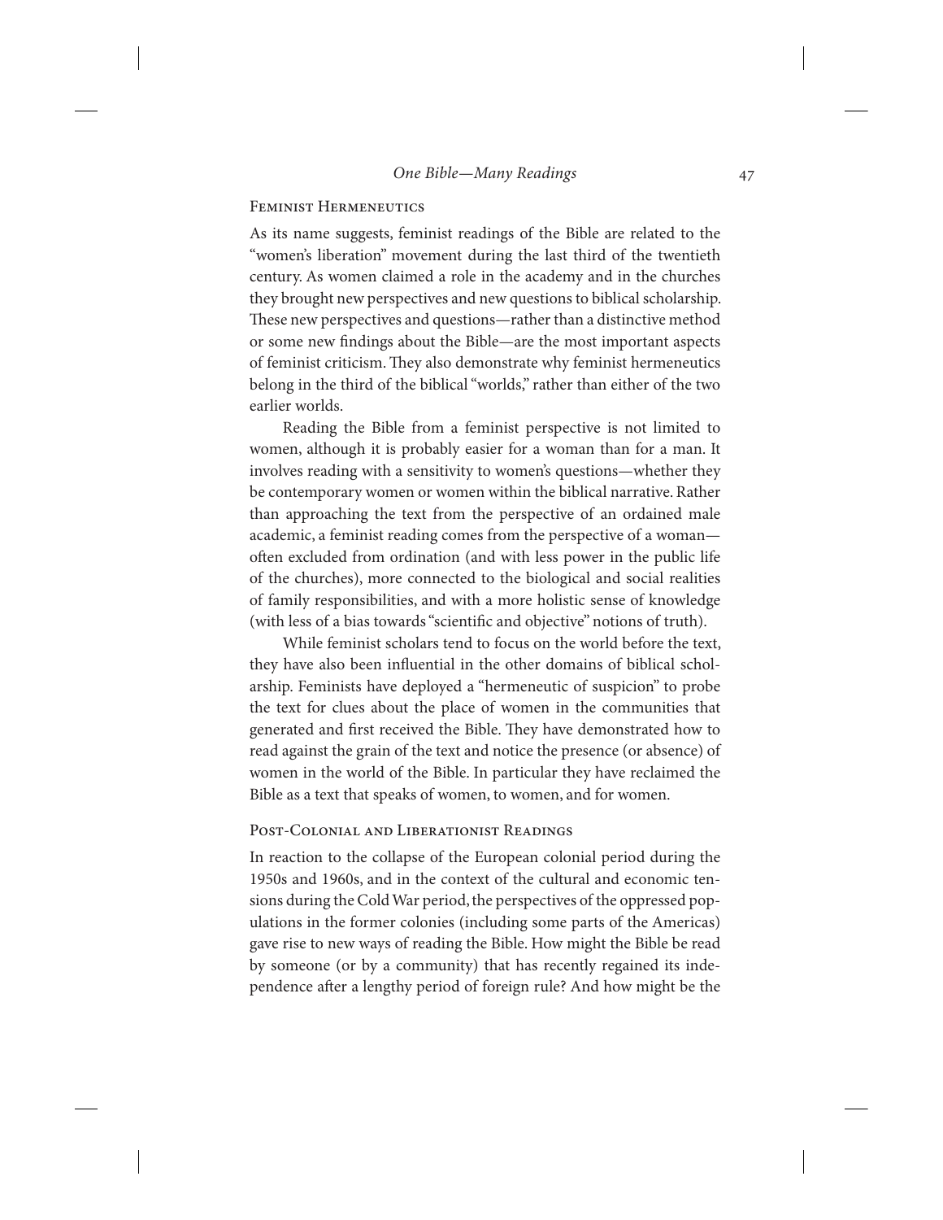## Feminist Hermeneutics

As its name suggests, feminist readings of the Bible are related to the "women's liberation" movement during the last third of the twentieth century. As women claimed a role in the academy and in the churches they brought new perspectives and new questions to biblical scholarship. These new perspectives and questions—rather than a distinctive method or some new findings about the Bible—are the most important aspects of feminist criticism. They also demonstrate why feminist hermeneutics belong in the third of the biblical "worlds," rather than either of the two earlier worlds.

Reading the Bible from a feminist perspective is not limited to women, although it is probably easier for a woman than for a man. It involves reading with a sensitivity to women's questions—whether they be contemporary women or women within the biblical narrative. Rather than approaching the text from the perspective of an ordained male academic, a feminist reading comes from the perspective of a woman—often excluded from ordination (and with less power in the public life of the churches), more connected to the biological and social realities of family responsibilities, and with a more holistic sense of knowledge (with less of a bias towards "scientific and objective" notions of truth).

While feminist scholars tend to focus on the world before the text, they have also been influential in the other domains of biblical scholarship. Feminists have deployed a "hermeneutic of suspicion" to probe the text for clues about the place of women in the communities that generated and first received the Bible. They have demonstrated how to read against the grain of the text and notice the presence (or absence) of women in the world of the Bible. In particular they have reclaimed the Bible as a text that speaks of women, to women, and for women.

## Post-Colonial and Liberationist Readings

In reaction to the collapse of the European colonial period during the 1950s and 1960s, and in the context of the cultural and economic tensions during the Cold War period, the perspectives of the oppressed populations in the former colonies (including some parts of the Americas) gave rise to new ways of reading the Bible. How might the Bible be read by someone (or by a community) that has recently regained its independence after a lengthy period of foreign rule? And how might be the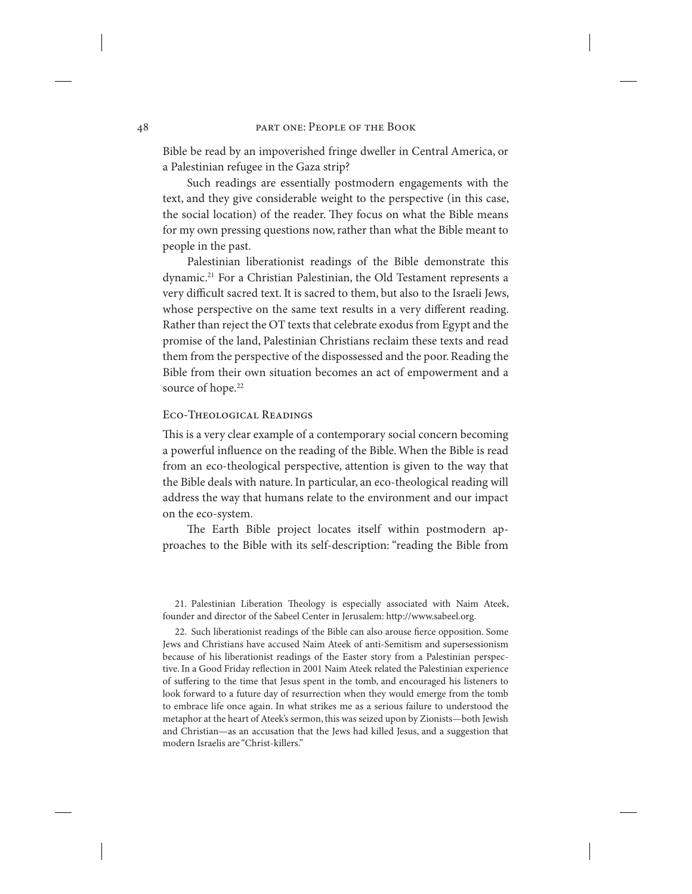Bible be read by an impoverished fringe dweller in Central America, or a Palestinian refugee in the Gaza strip?

Such readings are essentially postmodern engagements with the text, and they give considerable weight to the perspective (in this case, the social location) of the reader. They focus on what the Bible means for my own pressing questions now, rather than what the Bible meant to people in the past.

Palestinian liberationist readings of the Bible demonstrate this dynamic.[21] For a Christian Palestinian, the Old Testament represents a very difficult sacred text. It is sacred to them, but also to the Israeli Jews, whose perspective on the same text results in a very different reading. Rather than reject the OT texts that celebrate exodus from Egypt and the promise of the land, Palestinian Christians reclaim these texts and read them from the perspective of the dispossessed and the poor. Reading the Bible from their own situation becomes an act of empowerment and a source of hope.[22]

### Eco-Theological Readings

This is a very clear example of a contemporary social concern becoming a powerful influence on the reading of the Bible. When the Bible is read from an eco-theological perspective, attention is given to the way that the Bible deals with nature. In particular, an eco-theological reading will address the way that humans relate to the environment and our impact on the eco-system.

The Earth Bible project locates itself within postmodern approaches to the Bible with its self-description: "reading the Bible from

21. Palestinian Liberation Theology is especially associated with Naim Ateek, founder and director of the Sabeel Center in Jerusalem: http://www.sabeel.org.

22. Such liberationist readings of the Bible can also arouse fierce opposition. Some Jews and Christians have accused Naim Ateek of anti-Semitism and supersessionism because of his liberationist readings of the Easter story from a Palestinian perspective. In a Good Friday reflection in 2001 Naim Ateek related the Palestinian experience of suffering to the time that Jesus spent in the tomb, and encouraged his listeners to look forward to a future day of resurrection when they would emerge from the tomb to embrace life once again. In what strikes me as a serious failure to understood the metaphor at the heart of Ateek's sermon, this was seized upon by Zionists—both Jewish and Christian—as an accusation that the Jews had killed Jesus, and a suggestion that modern Israelis are "Christ-killers."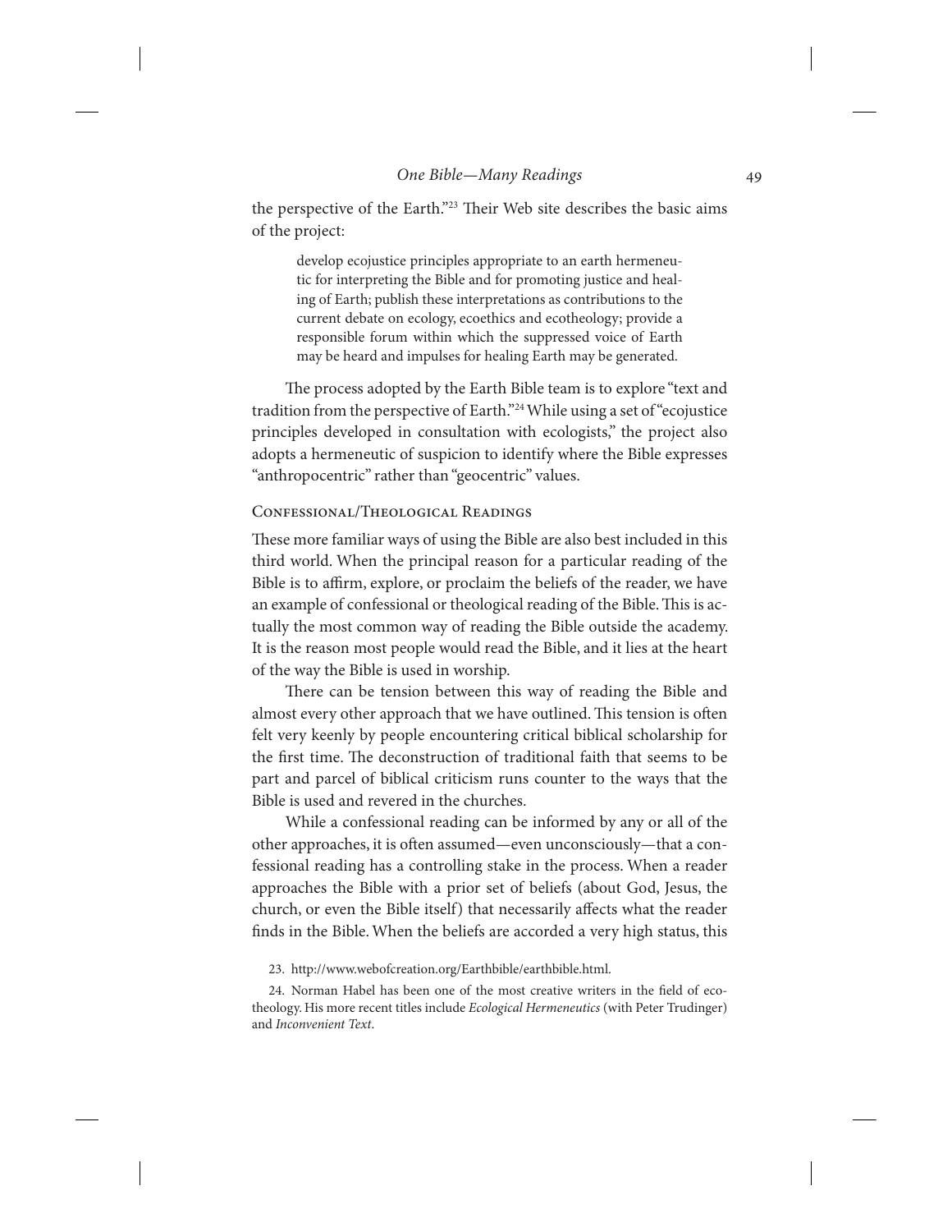the perspective of the Earth."[23] Their Web site describes the basic aims of the project:

> develop ecojustice principles appropriate to an earth hermeneutic for interpreting the Bible and for promoting justice and healing of Earth; publish these interpretations as contributions to the current debate on ecology, ecoethics and ecotheology; provide a responsible forum within which the suppressed voice of Earth may be heard and impulses for healing Earth may be generated.

The process adopted by the Earth Bible team is to explore "text and tradition from the perspective of Earth."[24] While using a set of "ecojustice principles developed in consultation with ecologists," the project also adopts a hermeneutic of suspicion to identify where the Bible expresses "anthropocentric" rather than "geocentric" values.

### Confessional/Theological Readings

These more familiar ways of using the Bible are also best included in this third world. When the principal reason for a particular reading of the Bible is to affirm, explore, or proclaim the beliefs of the reader, we have an example of confessional or theological reading of the Bible. This is actually the most common way of reading the Bible outside the academy. It is the reason most people would read the Bible, and it lies at the heart of the way the Bible is used in worship.

There can be tension between this way of reading the Bible and almost every other approach that we have outlined. This tension is often felt very keenly by people encountering critical biblical scholarship for the first time. The deconstruction of traditional faith that seems to be part and parcel of biblical criticism runs counter to the ways that the Bible is used and revered in the churches.

While a confessional reading can be informed by any or all of the other approaches, it is often assumed—even unconsciously—that a confessional reading has a controlling stake in the process. When a reader approaches the Bible with a prior set of beliefs (about God, Jesus, the church, or even the Bible itself) that necessarily affects what the reader finds in the Bible. When the beliefs are accorded a very high status, this

23. http://www.webofcreation.org/Earthbible/earthbible.html.

24. Norman Habel has been one of the most creative writers in the field of ecotheology. His more recent titles include *Ecological Hermeneutics* (with Peter Trudinger) and *Inconvenient Text*.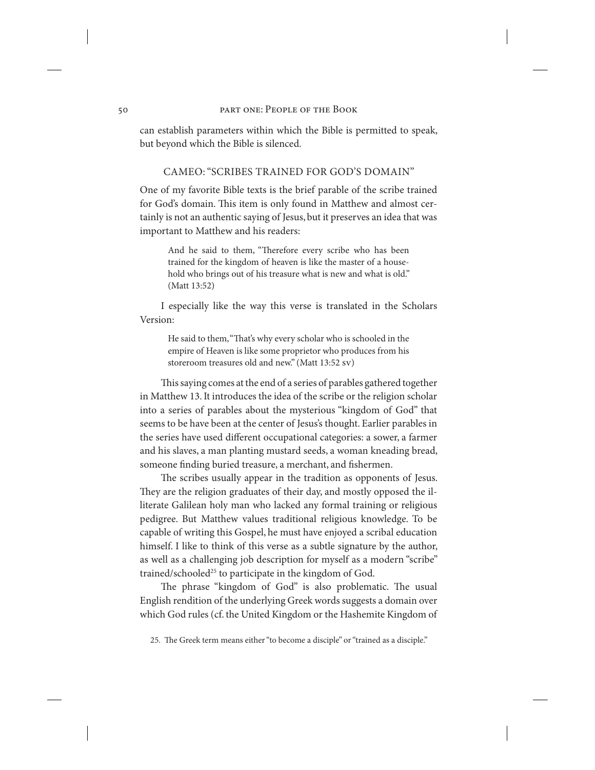can establish parameters within which the Bible is permitted to speak, but beyond which the Bible is silenced.

### CAMEO: "SCRIBES TRAINED FOR GOD'S DOMAIN"

One of my favorite Bible texts is the brief parable of the scribe trained for God's domain. This item is only found in Matthew and almost certainly is not an authentic saying of Jesus, but it preserves an idea that was important to Matthew and his readers:

> And he said to them, "Therefore every scribe who has been trained for the kingdom of heaven is like the master of a household who brings out of his treasure what is new and what is old." (Matt 13:52)

I especially like the way this verse is translated in the Scholars Version:

> He said to them, "That's why every scholar who is schooled in the empire of Heaven is like some proprietor who produces from his storeroom treasures old and new." (Matt 13:52 SV)

This saying comes at the end of a series of parables gathered together in Matthew 13. It introduces the idea of the scribe or the religion scholar into a series of parables about the mysterious "kingdom of God" that seems to be have been at the center of Jesus's thought. Earlier parables in the series have used different occupational categories: a sower, a farmer and his slaves, a man planting mustard seeds, a woman kneading bread, someone finding buried treasure, a merchant, and fishermen.

The scribes usually appear in the tradition as opponents of Jesus. They are the religion graduates of their day, and mostly opposed the illiterate Galilean holy man who lacked any formal training or religious pedigree. But Matthew values traditional religious knowledge. To be capable of writing this Gospel, he must have enjoyed a scribal education himself. I like to think of this verse as a subtle signature by the author, as well as a challenging job description for myself as a modern "scribe" trained/schooled[25] to participate in the kingdom of God.

The phrase "kingdom of God" is also problematic. The usual English rendition of the underlying Greek words suggests a domain over which God rules (cf. the United Kingdom or the Hashemite Kingdom of

25. The Greek term means either "to become a disciple" or "trained as a disciple."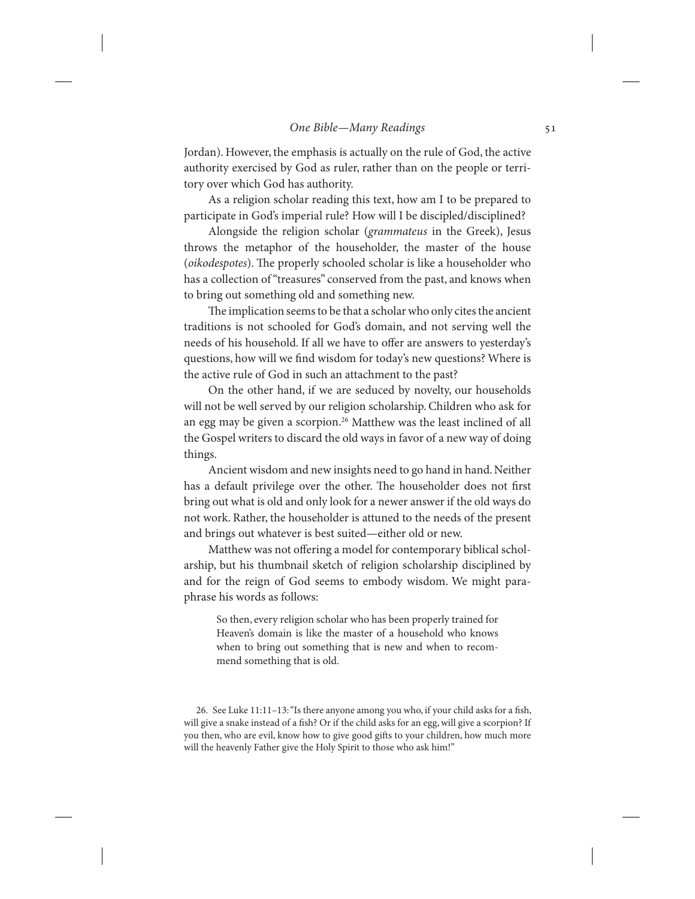Jordan). However, the emphasis is actually on the rule of God, the active authority exercised by God as ruler, rather than on the people or territory over which God has authority.

As a religion scholar reading this text, how am I to be prepared to participate in God's imperial rule? How will I be discipled/disciplined?

Alongside the religion scholar (*grammateus* in the Greek), Jesus throws the metaphor of the householder, the master of the house (*oikodespotes*). The properly schooled scholar is like a householder who has a collection of "treasures" conserved from the past, and knows when to bring out something old and something new.

The implication seems to be that a scholar who only cites the ancient traditions is not schooled for God's domain, and not serving well the needs of his household. If all we have to offer are answers to yesterday's questions, how will we find wisdom for today's new questions? Where is the active rule of God in such an attachment to the past?

On the other hand, if we are seduced by novelty, our households will not be well served by our religion scholarship. Children who ask for an egg may be given a scorpion.[26] Matthew was the least inclined of all the Gospel writers to discard the old ways in favor of a new way of doing things.

Ancient wisdom and new insights need to go hand in hand. Neither has a default privilege over the other. The householder does not first bring out what is old and only look for a newer answer if the old ways do not work. Rather, the householder is attuned to the needs of the present and brings out whatever is best suited—either old or new.

Matthew was not offering a model for contemporary biblical scholarship, but his thumbnail sketch of religion scholarship disciplined by and for the reign of God seems to embody wisdom. We might paraphrase his words as follows:

> So then, every religion scholar who has been properly trained for Heaven's domain is like the master of a household who knows when to bring out something that is new and when to recommend something that is old.

26. See Luke 11:11–13: "Is there anyone among you who, if your child asks for a fish, will give a snake instead of a fish? Or if the child asks for an egg, will give a scorpion? If you then, who are evil, know how to give good gifts to your children, how much more will the heavenly Father give the Holy Spirit to those who ask him!"